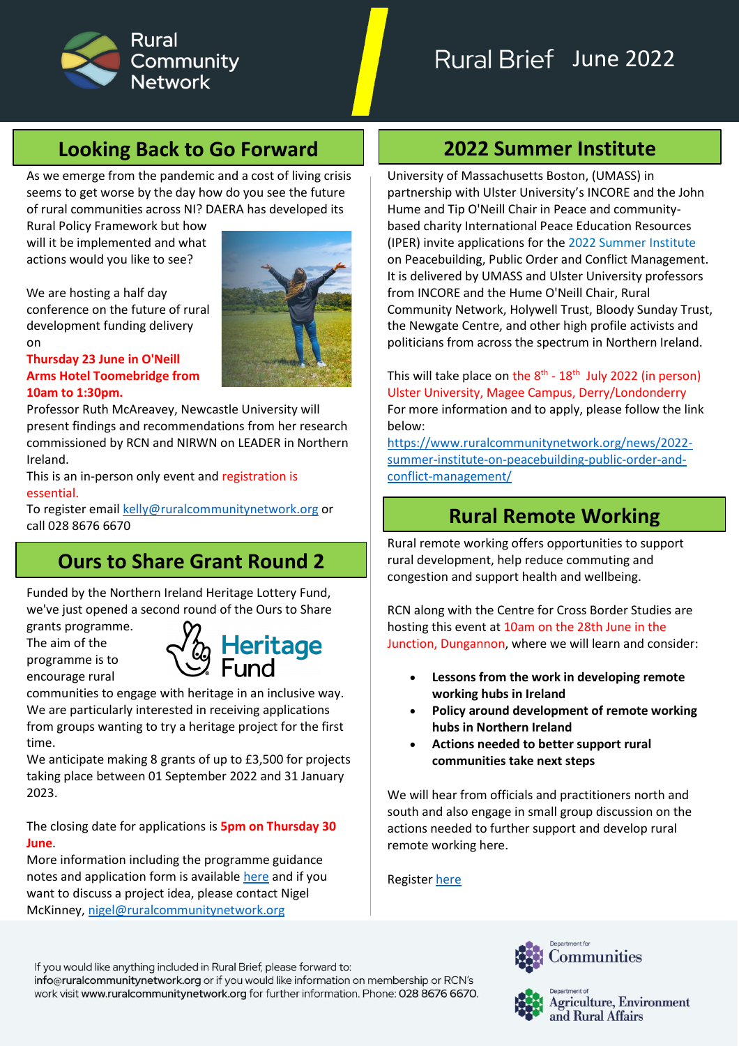Rural Community Network

# Rural Brief June 2022

## Looking Back to Go Forward

As we emerge from the pandemic and a cost of living crisis seems to get worse by the day how do you see the future of rural communities across NI? DAERA has developed its Rural Policy Framework but how will it be implemented and what actions would you like to see?

We are hosting a half day conference on the future of rural development funding delivery on

**Thursday 23 June in O'Neill Arms Hotel Toomebridge from 10am to 1:30pm.**

Professor Ruth McAreavey, Newcastle University will present findings and recommendations from her research commissioned by RCN and NIRWN on LEADER in Northern Ireland.

This is an in-person only event and registration is essential.

To register email kelly@ruralcommunitynetwork.org or call 028 8676 6670

## Ours to Share Grant Round 2

Funded by the Northern Ireland Heritage Lottery Fund, we've just opened a second round of the Ours to Share grants programme.

The aim of the programme is to encourage rural communities to engage with heritage in an inclusive way. We are particularly interested in receiving applications from groups wanting to try a heritage project for the first time.

We anticipate making 8 grants of up to £3,500 for projects taking place between 01 September 2022 and 31 January 2023.

The closing date for applications is **5pm on Thursday 30 June**.

More information including the programme guidance notes and application form is available here and if you want to discuss a project idea, please contact Nigel McKinney, nigel@ruralcommunitynetwork.org

## 2022 Summer Institute

University of Massachusetts Boston, (UMASS) in partnership with Ulster University's INCORE and the John Hume and Tip O'Neill Chair in Peace and community-based charity International Peace Education Resources (IPER) invite applications for the 2022 Summer Institute on Peacebuilding, Public Order and Conflict Management. It is delivered by UMASS and Ulster University professors from INCORE and the Hume O'Neill Chair, Rural Community Network, Holywell Trust, Bloody Sunday Trust, the Newgate Centre, and other high profile activists and politicians from across the spectrum in Northern Ireland.

This will take place on the 8th - 18th July 2022 (in person) Ulster University, Magee Campus, Derry/Londonderry

For more information and to apply, please follow the link below:

https://www.ruralcommunitynetwork.org/news/2022-summer-institute-on-peacebuilding-public-order-and-conflict-management/

## Rural Remote Working

Rural remote working offers opportunities to support rural development, help reduce commuting and congestion and support health and wellbeing.

RCN along with the Centre for Cross Border Studies are hosting this event at 10am on the 28th June in the Junction, Dungannon, where we will learn and consider:

- **Lessons from the work in developing remote working hubs in Ireland**
- **Policy around development of remote working hubs in Northern Ireland**
- **Actions needed to better support rural communities take next steps**

We will hear from officials and practitioners north and south and also engage in small group discussion on the actions needed to further support and develop rural remote working here.

Register here

If you would like anything included in Rural Brief, please forward to: info@ruralcommunitynetwork.org or if you would like information on membership or RCN's work visit www.ruralcommunitynetwork.org for further information. Phone: 028 8676 6670.

Department for Communities

Department of Agriculture, Environment and Rural Affairs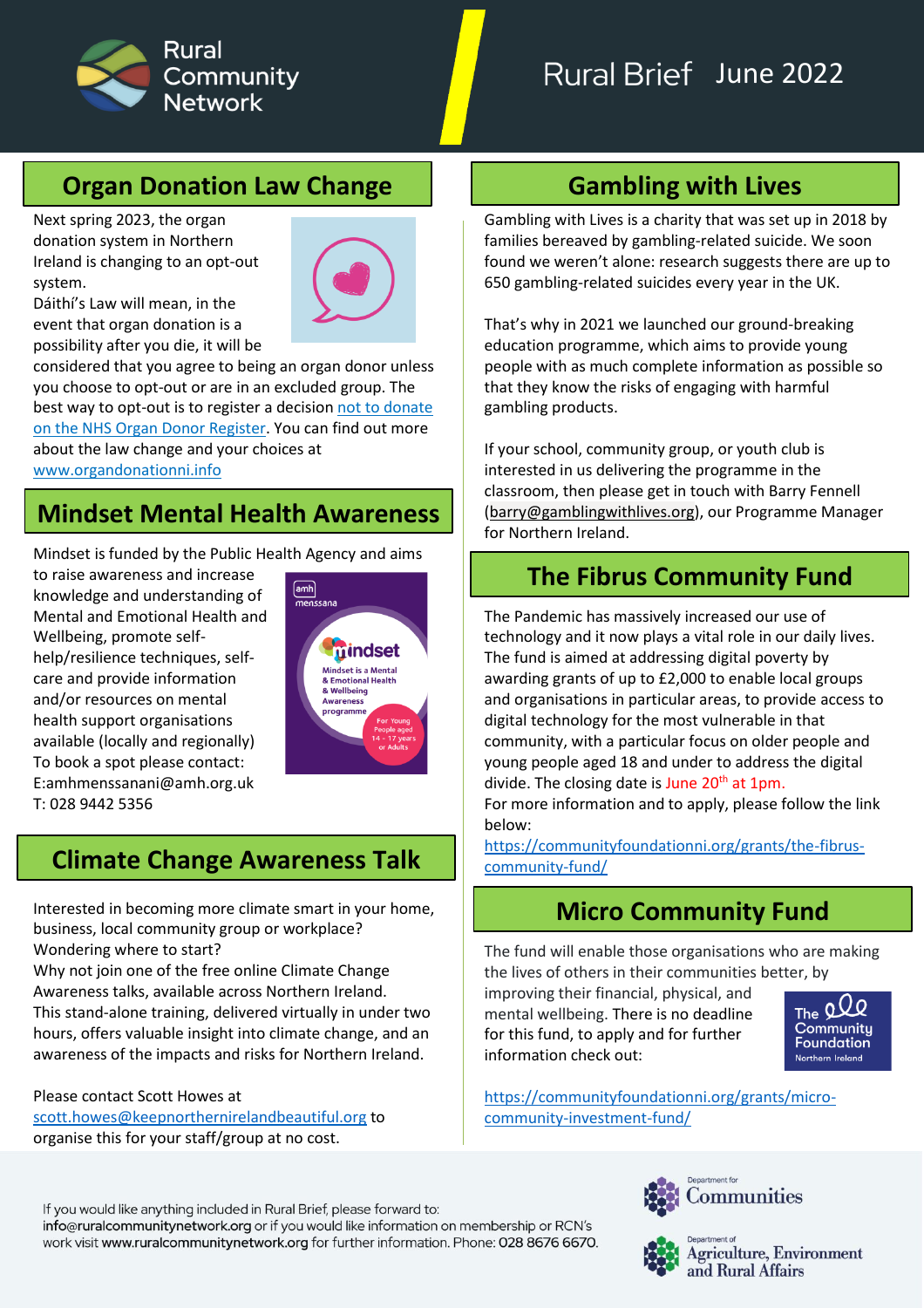Rural Community Network

# Rural Brief June 2022

## Organ Donation Law Change

Next spring 2023, the organ donation system in Northern Ireland is changing to an opt-out system.
Dáithí's Law will mean, in the event that organ donation is a possibility after you die, it will be considered that you agree to being an organ donor unless you choose to opt-out or are in an excluded group. The best way to opt-out is to register a decision not to donate on the NHS Organ Donor Register. You can find out more about the law change and your choices at www.organdonationni.info

## Mindset Mental Health Awareness

Mindset is funded by the Public Health Agency and aims to raise awareness and increase knowledge and understanding of Mental and Emotional Health and Wellbeing, promote self-help/resilience techniques, self-care and provide information and/or resources on mental health support organisations available (locally and regionally)
To book a spot please contact:
E:amhmenssanani@amh.org.uk
T: 028 9442 5356

## Climate Change Awareness Talk

Interested in becoming more climate smart in your home, business, local community group or workplace?
Wondering where to start?
Why not join one of the free online Climate Change Awareness talks, available across Northern Ireland.
This stand-alone training, delivered virtually in under two hours, offers valuable insight into climate change, and an awareness of the impacts and risks for Northern Ireland.

Please contact Scott Howes at scott.howes@keepnorthernirelandbeautiful.org to organise this for your staff/group at no cost.

## Gambling with Lives

Gambling with Lives is a charity that was set up in 2018 by families bereaved by gambling-related suicide. We soon found we weren't alone: research suggests there are up to 650 gambling-related suicides every year in the UK.

That's why in 2021 we launched our ground-breaking education programme, which aims to provide young people with as much complete information as possible so that they know the risks of engaging with harmful gambling products.

If your school, community group, or youth club is interested in us delivering the programme in the classroom, then please get in touch with Barry Fennell (barry@gamblingwithlives.org), our Programme Manager for Northern Ireland.

## The Fibrus Community Fund

The Pandemic has massively increased our use of technology and it now plays a vital role in our daily lives. The fund is aimed at addressing digital poverty by awarding grants of up to £2,000 to enable local groups and organisations in particular areas, to provide access to digital technology for the most vulnerable in that community, with a particular focus on older people and young people aged 18 and under to address the digital divide. The closing date is June 20th at 1pm.
For more information and to apply, please follow the link below:
https://communityfoundationni.org/grants/the-fibrus-community-fund/

## Micro Community Fund

The fund will enable those organisations who are making the lives of others in their communities better, by improving their financial, physical, and mental wellbeing. There is no deadline for this fund, to apply and for further information check out:

https://communityfoundationni.org/grants/micro-community-investment-fund/

If you would like anything included in Rural Brief, please forward to: info@ruralcommunitynetwork.org or if you would like information on membership or RCN's work visit www.ruralcommunitynetwork.org for further information. Phone: 028 8676 6670.

Department for Communities

Department of Agriculture, Environment and Rural Affairs